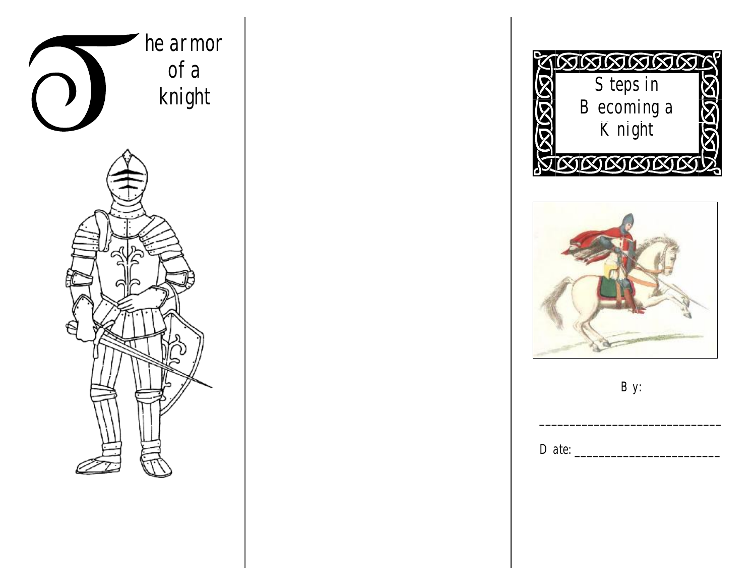The armor of a knight

Steps in Becoming a Knight

By:

______________________________

Date: ________________________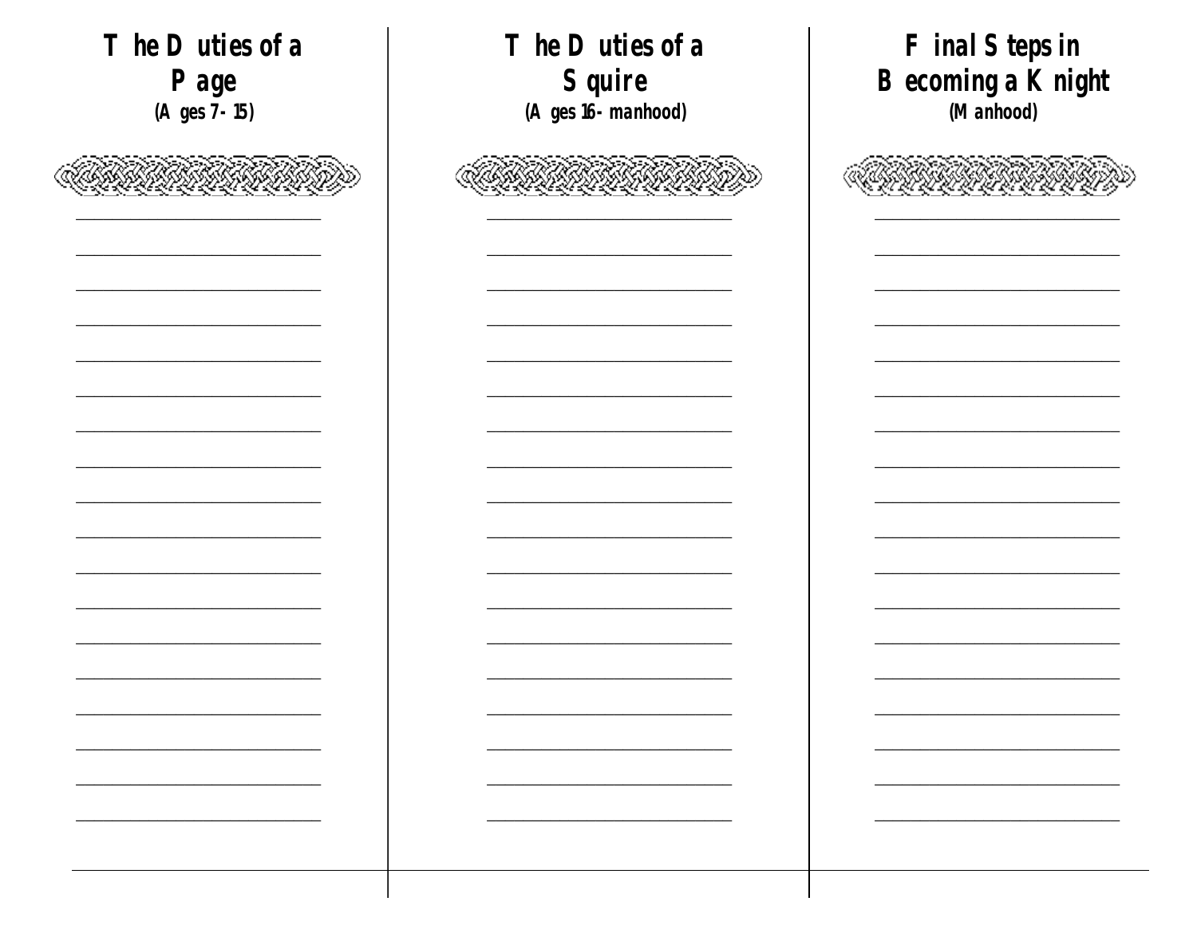## The Duties of a Page
(Ages 7-15)

## The Duties of a Squire
(Ages 16-manhood)

## Final Steps in Becoming a Knight
(Manhood)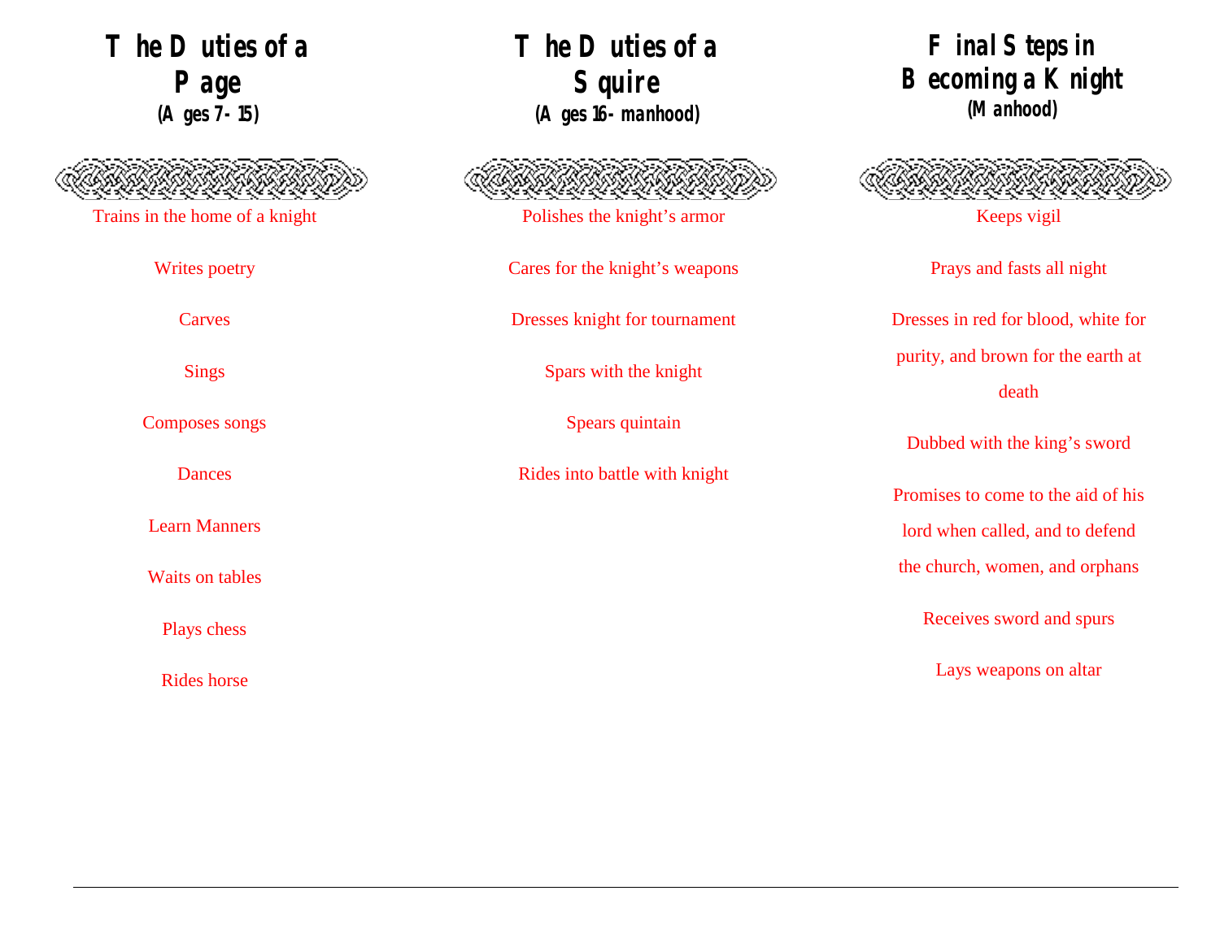## The Duties of a Page
**(Ages 7-15)**

Trains in the home of a knight

Writes poetry

Carves

Sings

Composes songs

Dances

Learn Manners

Waits on tables

Plays chess

Rides horse

## The Duties of a Squire
**(Ages 16-manhood)**

Polishes the knight's armor

Cares for the knight's weapons

Dresses knight for tournament

Spars with the knight

Spears quintain

Rides into battle with knight

## Final Steps in Becoming a Knight
**(Manhood)**

Keeps vigil

Prays and fasts all night

Dresses in red for blood, white for purity, and brown for the earth at death

Dubbed with the king's sword

Promises to come to the aid of his lord when called, and to defend the church, women, and orphans

Receives sword and spurs

Lays weapons on altar